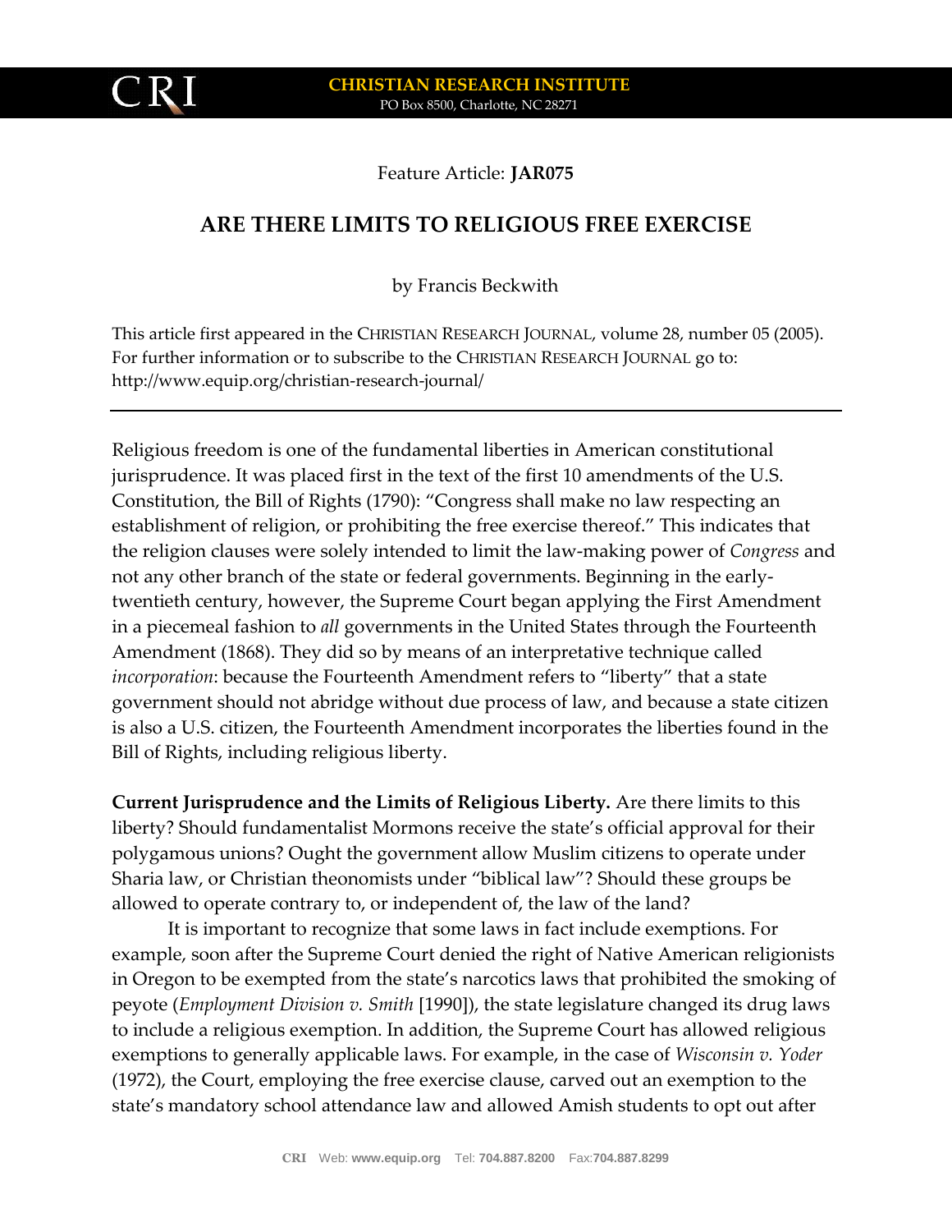CHRISTIAN RESEARCH INSTITUTE

PO Box 8500, Charlotte, NC 28271

Feature Article: **JAR075**

# ARE THERE LIMITS TO RELIGIOUS FREE EXERCISE

by Francis Beckwith

This article first appeared in the CHRISTIAN RESEARCH JOURNAL, volume 28, number 05 (2005). For further information or to subscribe to the CHRISTIAN RESEARCH JOURNAL go to: http://www.equip.org/christian-research-journal/

---

Religious freedom is one of the fundamental liberties in American constitutional jurisprudence. It was placed first in the text of the first 10 amendments of the U.S. Constitution, the Bill of Rights (1790): "Congress shall make no law respecting an establishment of religion, or prohibiting the free exercise thereof." This indicates that the religion clauses were solely intended to limit the law-making power of *Congress* and not any other branch of the state or federal governments. Beginning in the early-twentieth century, however, the Supreme Court began applying the First Amendment in a piecemeal fashion to *all* governments in the United States through the Fourteenth Amendment (1868). They did so by means of an interpretative technique called *incorporation*: because the Fourteenth Amendment refers to "liberty" that a state government should not abridge without due process of law, and because a state citizen is also a U.S. citizen, the Fourteenth Amendment incorporates the liberties found in the Bill of Rights, including religious liberty.

**Current Jurisprudence and the Limits of Religious Liberty.** Are there limits to this liberty? Should fundamentalist Mormons receive the state's official approval for their polygamous unions? Ought the government allow Muslim citizens to operate under Sharia law, or Christian theonomists under "biblical law"? Should these groups be allowed to operate contrary to, or independent of, the law of the land?

It is important to recognize that some laws in fact include exemptions. For example, soon after the Supreme Court denied the right of Native American religionists in Oregon to be exempted from the state's narcotics laws that prohibited the smoking of peyote (*Employment Division v. Smith* [1990]), the state legislature changed its drug laws to include a religious exemption. In addition, the Supreme Court has allowed religious exemptions to generally applicable laws. For example, in the case of *Wisconsin v. Yoder* (1972), the Court, employing the free exercise clause, carved out an exemption to the state's mandatory school attendance law and allowed Amish students to opt out after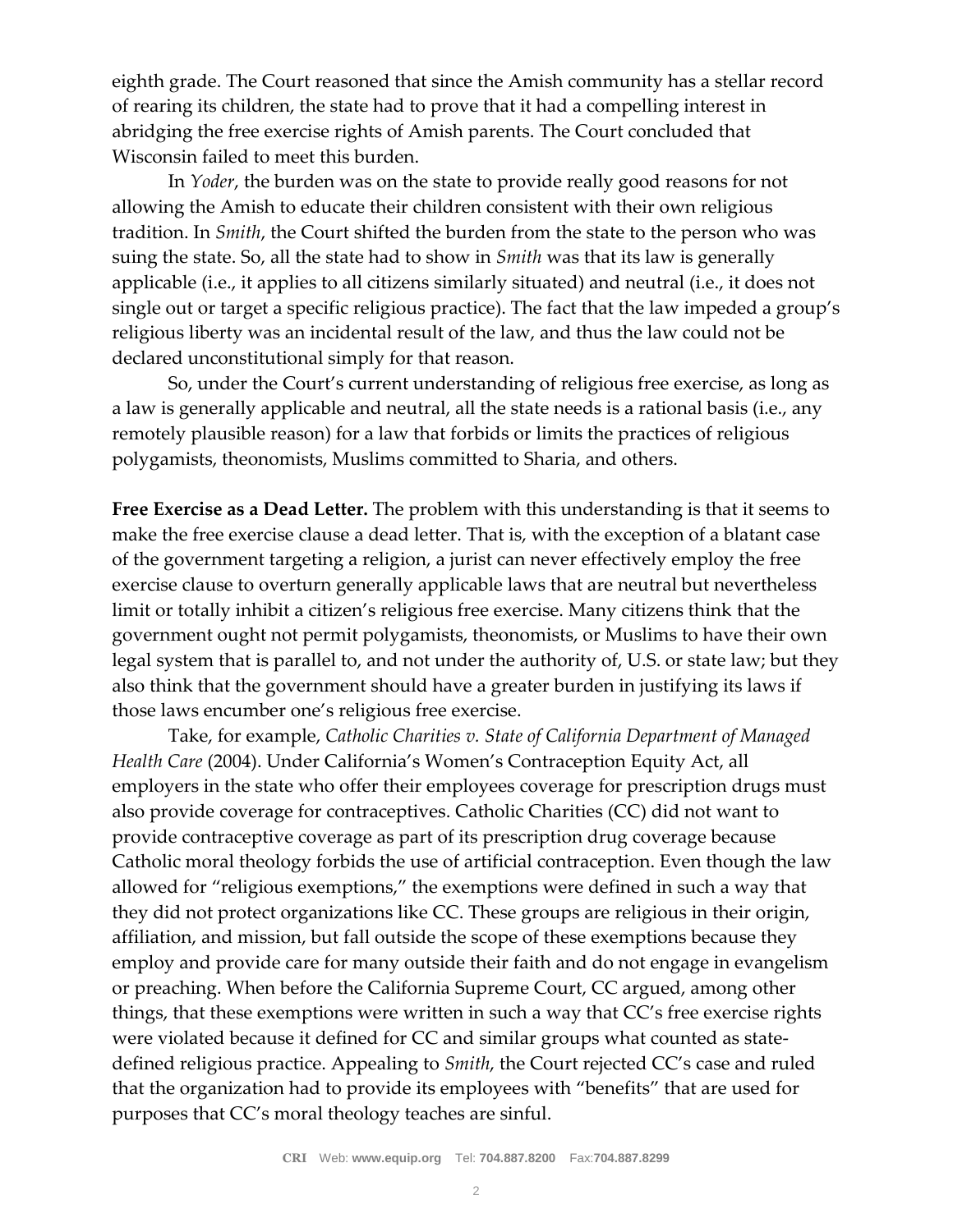eighth grade. The Court reasoned that since the Amish community has a stellar record of rearing its children, the state had to prove that it had a compelling interest in abridging the free exercise rights of Amish parents. The Court concluded that Wisconsin failed to meet this burden.

In *Yoder*, the burden was on the state to provide really good reasons for not allowing the Amish to educate their children consistent with their own religious tradition. In *Smith*, the Court shifted the burden from the state to the person who was suing the state. So, all the state had to show in *Smith* was that its law is generally applicable (i.e., it applies to all citizens similarly situated) and neutral (i.e., it does not single out or target a specific religious practice). The fact that the law impeded a group's religious liberty was an incidental result of the law, and thus the law could not be declared unconstitutional simply for that reason.

So, under the Court's current understanding of religious free exercise, as long as a law is generally applicable and neutral, all the state needs is a rational basis (i.e., any remotely plausible reason) for a law that forbids or limits the practices of religious polygamists, theonomists, Muslims committed to Sharia, and others.

**Free Exercise as a Dead Letter.** The problem with this understanding is that it seems to make the free exercise clause a dead letter. That is, with the exception of a blatant case of the government targeting a religion, a jurist can never effectively employ the free exercise clause to overturn generally applicable laws that are neutral but nevertheless limit or totally inhibit a citizen's religious free exercise. Many citizens think that the government ought not permit polygamists, theonomists, or Muslims to have their own legal system that is parallel to, and not under the authority of, U.S. or state law; but they also think that the government should have a greater burden in justifying its laws if those laws encumber one's religious free exercise.

Take, for example, *Catholic Charities v. State of California Department of Managed Health Care* (2004). Under California's Women's Contraception Equity Act, all employers in the state who offer their employees coverage for prescription drugs must also provide coverage for contraceptives. Catholic Charities (CC) did not want to provide contraceptive coverage as part of its prescription drug coverage because Catholic moral theology forbids the use of artificial contraception. Even though the law allowed for "religious exemptions," the exemptions were defined in such a way that they did not protect organizations like CC. These groups are religious in their origin, affiliation, and mission, but fall outside the scope of these exemptions because they employ and provide care for many outside their faith and do not engage in evangelism or preaching. When before the California Supreme Court, CC argued, among other things, that these exemptions were written in such a way that CC's free exercise rights were violated because it defined for CC and similar groups what counted as state-defined religious practice. Appealing to *Smith*, the Court rejected CC's case and ruled that the organization had to provide its employees with "benefits" that are used for purposes that CC's moral theology teaches are sinful.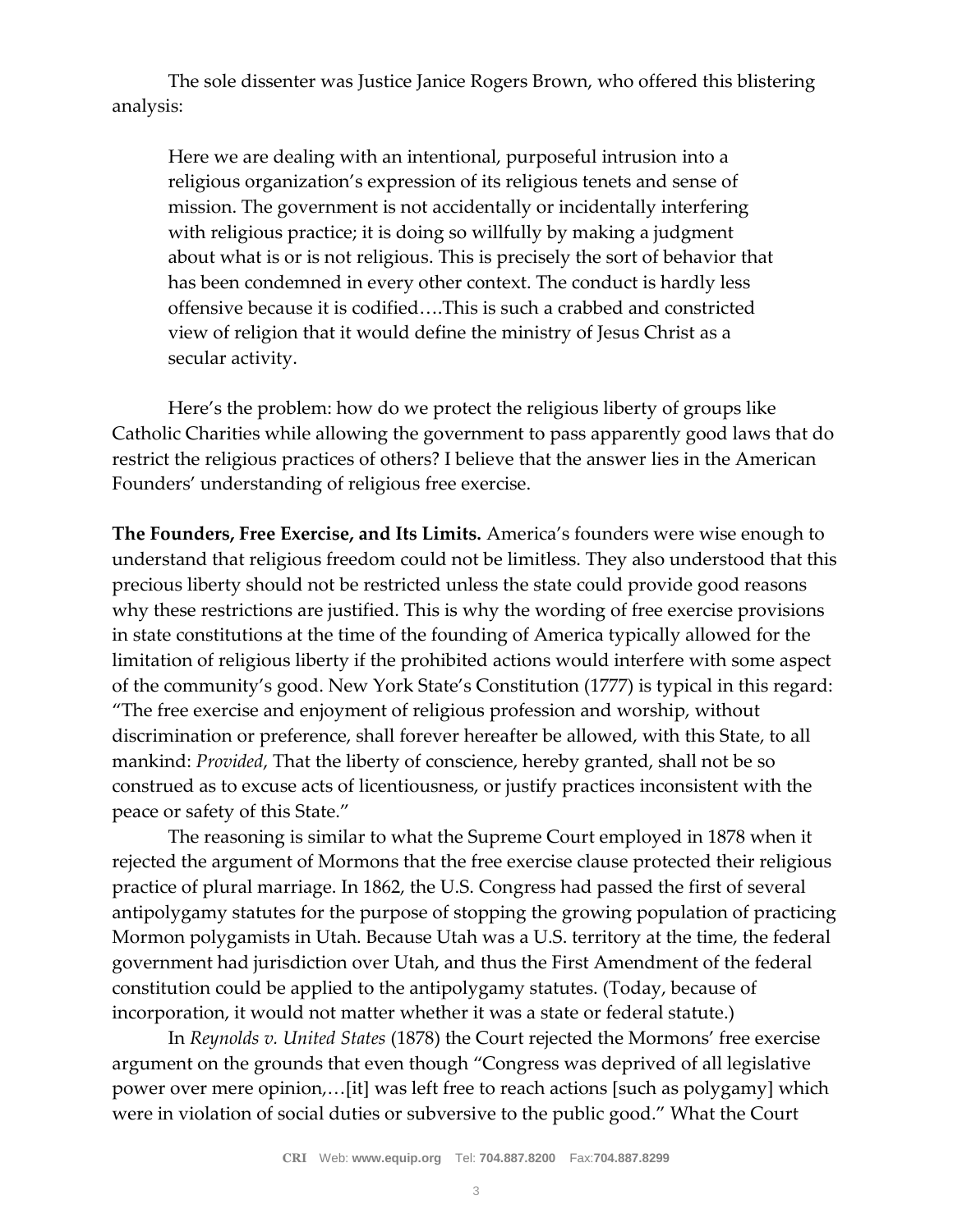The sole dissenter was Justice Janice Rogers Brown, who offered this blistering analysis:

> Here we are dealing with an intentional, purposeful intrusion into a religious organization's expression of its religious tenets and sense of mission. The government is not accidentally or incidentally interfering with religious practice; it is doing so willfully by making a judgment about what is or is not religious. This is precisely the sort of behavior that has been condemned in every other context. The conduct is hardly less offensive because it is codified….This is such a crabbed and constricted view of religion that it would define the ministry of Jesus Christ as a secular activity.

Here's the problem: how do we protect the religious liberty of groups like Catholic Charities while allowing the government to pass apparently good laws that do restrict the religious practices of others? I believe that the answer lies in the American Founders' understanding of religious free exercise.

**The Founders, Free Exercise, and Its Limits.** America's founders were wise enough to understand that religious freedom could not be limitless. They also understood that this precious liberty should not be restricted unless the state could provide good reasons why these restrictions are justified. This is why the wording of free exercise provisions in state constitutions at the time of the founding of America typically allowed for the limitation of religious liberty if the prohibited actions would interfere with some aspect of the community's good. New York State's Constitution (1777) is typical in this regard: "The free exercise and enjoyment of religious profession and worship, without discrimination or preference, shall forever hereafter be allowed, with this State, to all mankind: *Provided*, That the liberty of conscience, hereby granted, shall not be so construed as to excuse acts of licentiousness, or justify practices inconsistent with the peace or safety of this State."

The reasoning is similar to what the Supreme Court employed in 1878 when it rejected the argument of Mormons that the free exercise clause protected their religious practice of plural marriage. In 1862, the U.S. Congress had passed the first of several antipolygamy statutes for the purpose of stopping the growing population of practicing Mormon polygamists in Utah. Because Utah was a U.S. territory at the time, the federal government had jurisdiction over Utah, and thus the First Amendment of the federal constitution could be applied to the antipolygamy statutes. (Today, because of incorporation, it would not matter whether it was a state or federal statute.)

In *Reynolds v. United States* (1878) the Court rejected the Mormons' free exercise argument on the grounds that even though "Congress was deprived of all legislative power over mere opinion,…[it] was left free to reach actions [such as polygamy] which were in violation of social duties or subversive to the public good." What the Court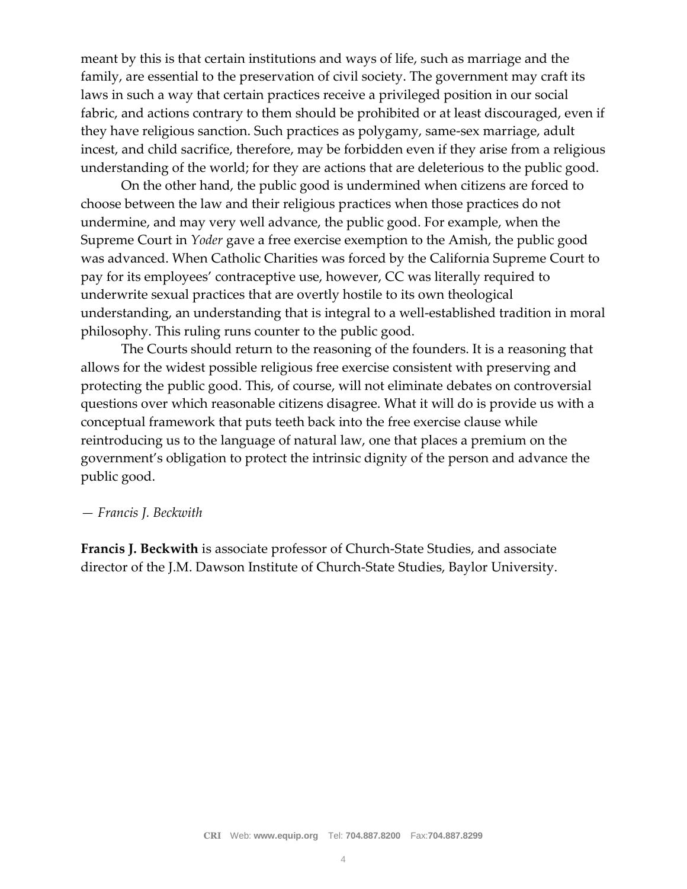meant by this is that certain institutions and ways of life, such as marriage and the family, are essential to the preservation of civil society. The government may craft its laws in such a way that certain practices receive a privileged position in our social fabric, and actions contrary to them should be prohibited or at least discouraged, even if they have religious sanction. Such practices as polygamy, same-sex marriage, adult incest, and child sacrifice, therefore, may be forbidden even if they arise from a religious understanding of the world; for they are actions that are deleterious to the public good.

On the other hand, the public good is undermined when citizens are forced to choose between the law and their religious practices when those practices do not undermine, and may very well advance, the public good. For example, when the Supreme Court in *Yoder* gave a free exercise exemption to the Amish, the public good was advanced. When Catholic Charities was forced by the California Supreme Court to pay for its employees' contraceptive use, however, CC was literally required to underwrite sexual practices that are overtly hostile to its own theological understanding, an understanding that is integral to a well-established tradition in moral philosophy. This ruling runs counter to the public good.

The Courts should return to the reasoning of the founders. It is a reasoning that allows for the widest possible religious free exercise consistent with preserving and protecting the public good. This, of course, will not eliminate debates on controversial questions over which reasonable citizens disagree. What it will do is provide us with a conceptual framework that puts teeth back into the free exercise clause while reintroducing us to the language of natural law, one that places a premium on the government's obligation to protect the intrinsic dignity of the person and advance the public good.

*— Francis J. Beckwith*

**Francis J. Beckwith** is associate professor of Church-State Studies, and associate director of the J.M. Dawson Institute of Church-State Studies, Baylor University.

**CRI** Web: **www.equip.org** Tel: **704.887.8200** Fax:**704.887.8299**